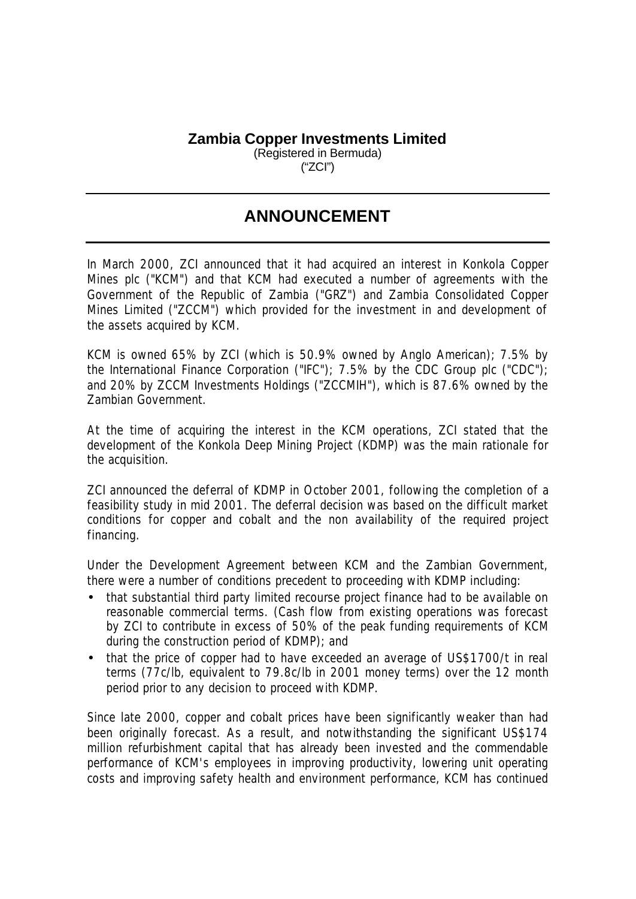# Zambia Copper Investments Limited

(Registered in Bermuda)
("ZCI")

## ANNOUNCEMENT

In March 2000, ZCI announced that it had acquired an interest in Konkola Copper Mines plc ("KCM") and that KCM had executed a number of agreements with the Government of the Republic of Zambia ("GRZ") and Zambia Consolidated Copper Mines Limited ("ZCCM") which provided for the investment in and development of the assets acquired by KCM.

KCM is owned 65% by ZCI (which is 50.9% owned by Anglo American); 7.5% by the International Finance Corporation ("IFC"); 7.5% by the CDC Group plc ("CDC"); and 20% by ZCCM Investments Holdings ("ZCCMIH"), which is 87.6% owned by the Zambian Government.

At the time of acquiring the interest in the KCM operations, ZCI stated that the development of the Konkola Deep Mining Project (KDMP) was the main rationale for the acquisition.

ZCI announced the deferral of KDMP in October 2001, following the completion of a feasibility study in mid 2001. The deferral decision was based on the difficult market conditions for copper and cobalt and the non availability of the required project financing.

Under the Development Agreement between KCM and the Zambian Government, there were a number of conditions precedent to proceeding with KDMP including:

- that substantial third party limited recourse project finance had to be available on reasonable commercial terms. (Cash flow from existing operations was forecast by ZCI to contribute in excess of 50% of the peak funding requirements of KCM during the construction period of KDMP); and
- that the price of copper had to have exceeded an average of US$1700/t in real terms (77c/lb, equivalent to 79.8c/lb in 2001 money terms) over the 12 month period prior to any decision to proceed with KDMP.

Since late 2000, copper and cobalt prices have been significantly weaker than had been originally forecast. As a result, and notwithstanding the significant US$174 million refurbishment capital that has already been invested and the commendable performance of KCM's employees in improving productivity, lowering unit operating costs and improving safety health and environment performance, KCM has continued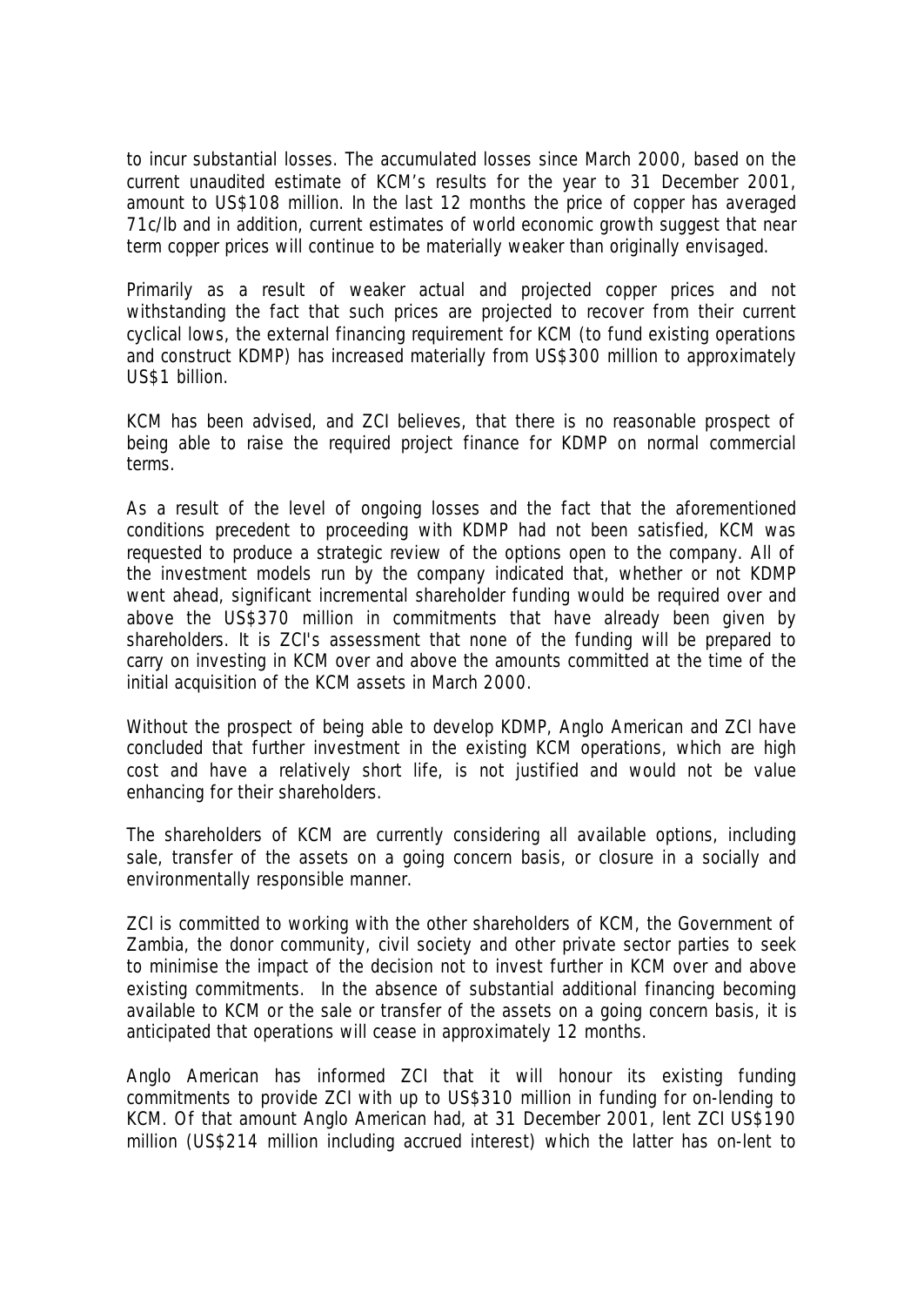to incur substantial losses. The accumulated losses since March 2000, based on the current unaudited estimate of KCM's results for the year to 31 December 2001, amount to US$108 million. In the last 12 months the price of copper has averaged 71c/lb and in addition, current estimates of world economic growth suggest that near term copper prices will continue to be materially weaker than originally envisaged.

Primarily as a result of weaker actual and projected copper prices and not withstanding the fact that such prices are projected to recover from their current cyclical lows, the external financing requirement for KCM (to fund existing operations and construct KDMP) has increased materially from US$300 million to approximately US$1 billion.

KCM has been advised, and ZCI believes, that there is no reasonable prospect of being able to raise the required project finance for KDMP on normal commercial terms.

As a result of the level of ongoing losses and the fact that the aforementioned conditions precedent to proceeding with KDMP had not been satisfied, KCM was requested to produce a strategic review of the options open to the company. All of the investment models run by the company indicated that, whether or not KDMP went ahead, significant incremental shareholder funding would be required over and above the US$370 million in commitments that have already been given by shareholders. It is ZCI's assessment that none of the funding will be prepared to carry on investing in KCM over and above the amounts committed at the time of the initial acquisition of the KCM assets in March 2000.

Without the prospect of being able to develop KDMP, Anglo American and ZCI have concluded that further investment in the existing KCM operations, which are high cost and have a relatively short life, is not justified and would not be value enhancing for their shareholders.

The shareholders of KCM are currently considering all available options, including sale, transfer of the assets on a going concern basis, or closure in a socially and environmentally responsible manner.

ZCI is committed to working with the other shareholders of KCM, the Government of Zambia, the donor community, civil society and other private sector parties to seek to minimise the impact of the decision not to invest further in KCM over and above existing commitments. In the absence of substantial additional financing becoming available to KCM or the sale or transfer of the assets on a going concern basis, it is anticipated that operations will cease in approximately 12 months.

Anglo American has informed ZCI that it will honour its existing funding commitments to provide ZCI with up to US$310 million in funding for on-lending to KCM. Of that amount Anglo American had, at 31 December 2001, lent ZCI US$190 million (US$214 million including accrued interest) which the latter has on-lent to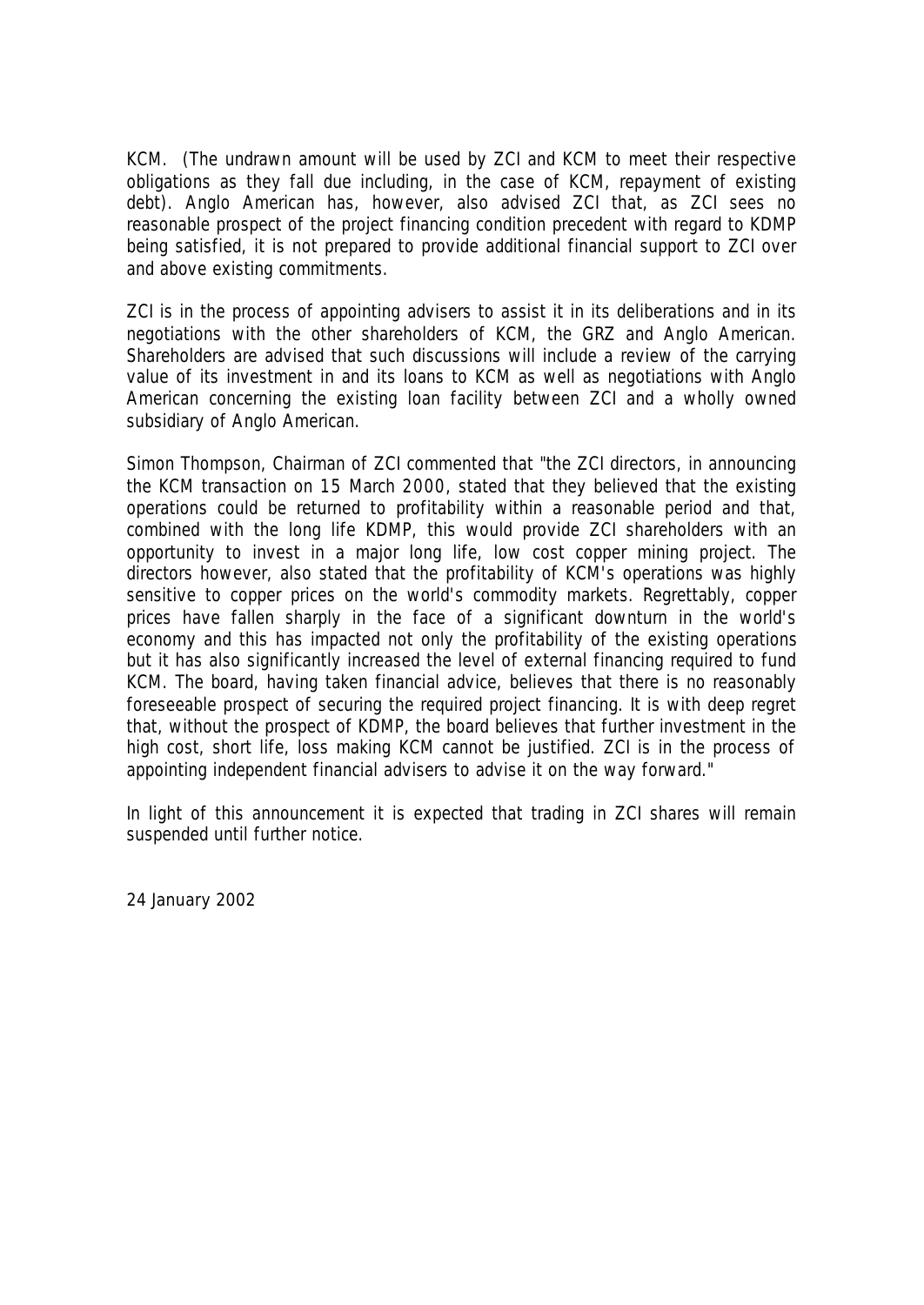KCM. (The undrawn amount will be used by ZCI and KCM to meet their respective obligations as they fall due including, in the case of KCM, repayment of existing debt). Anglo American has, however, also advised ZCI that, as ZCI sees no reasonable prospect of the project financing condition precedent with regard to KDMP being satisfied, it is not prepared to provide additional financial support to ZCI over and above existing commitments.

ZCI is in the process of appointing advisers to assist it in its deliberations and in its negotiations with the other shareholders of KCM, the GRZ and Anglo American. Shareholders are advised that such discussions will include a review of the carrying value of its investment in and its loans to KCM as well as negotiations with Anglo American concerning the existing loan facility between ZCI and a wholly owned subsidiary of Anglo American.

Simon Thompson, Chairman of ZCI commented that "the ZCI directors, in announcing the KCM transaction on 15 March 2000, stated that they believed that the existing operations could be returned to profitability within a reasonable period and that, combined with the long life KDMP, this would provide ZCI shareholders with an opportunity to invest in a major long life, low cost copper mining project. The directors however, also stated that the profitability of KCM's operations was highly sensitive to copper prices on the world's commodity markets. Regrettably, copper prices have fallen sharply in the face of a significant downturn in the world's economy and this has impacted not only the profitability of the existing operations but it has also significantly increased the level of external financing required to fund KCM. The board, having taken financial advice, believes that there is no reasonably foreseeable prospect of securing the required project financing. It is with deep regret that, without the prospect of KDMP, the board believes that further investment in the high cost, short life, loss making KCM cannot be justified. ZCI is in the process of appointing independent financial advisers to advise it on the way forward."

In light of this announcement it is expected that trading in ZCI shares will remain suspended until further notice.

24 January 2002